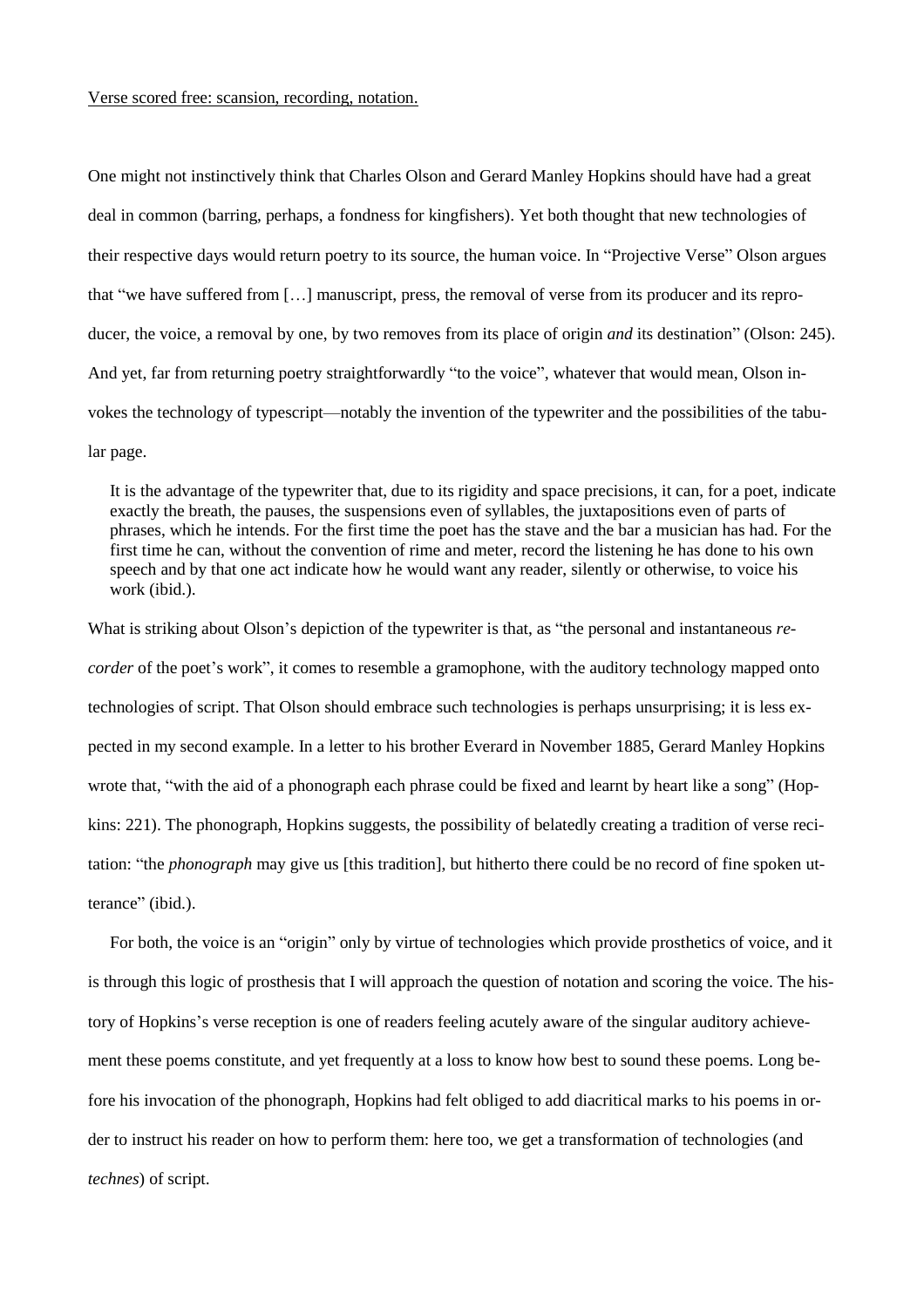Verse scored free: scansion, recording, notation.

One might not instinctively think that Charles Olson and Gerard Manley Hopkins should have had a great deal in common (barring, perhaps, a fondness for kingfishers). Yet both thought that new technologies of their respective days would return poetry to its source, the human voice. In "Projective Verse" Olson argues that "we have suffered from […] manuscript, press, the removal of verse from its producer and its reproducer, the voice, a removal by one, by two removes from its place of origin *and* its destination" (Olson: 245). And yet, far from returning poetry straightforwardly "to the voice", whatever that would mean, Olson invokes the technology of typescript—notably the invention of the typewriter and the possibilities of the tabular page.

> It is the advantage of the typewriter that, due to its rigidity and space precisions, it can, for a poet, indicate exactly the breath, the pauses, the suspensions even of syllables, the juxtapositions even of parts of phrases, which he intends. For the first time the poet has the stave and the bar a musician has had. For the first time he can, without the convention of rime and meter, record the listening he has done to his own speech and by that one act indicate how he would want any reader, silently or otherwise, to voice his work (ibid.).

What is striking about Olson's depiction of the typewriter is that, as "the personal and instantaneous *recorder* of the poet's work", it comes to resemble a gramophone, with the auditory technology mapped onto technologies of script. That Olson should embrace such technologies is perhaps unsurprising; it is less expected in my second example. In a letter to his brother Everard in November 1885, Gerard Manley Hopkins wrote that, "with the aid of a phonograph each phrase could be fixed and learnt by heart like a song" (Hopkins: 221). The phonograph, Hopkins suggests, the possibility of belatedly creating a tradition of verse recitation: "the *phonograph* may give us [this tradition], but hitherto there could be no record of fine spoken utterance" (ibid.).

For both, the voice is an "origin" only by virtue of technologies which provide prosthetics of voice, and it is through this logic of prosthesis that I will approach the question of notation and scoring the voice. The history of Hopkins's verse reception is one of readers feeling acutely aware of the singular auditory achievement these poems constitute, and yet frequently at a loss to know how best to sound these poems. Long before his invocation of the phonograph, Hopkins had felt obliged to add diacritical marks to his poems in order to instruct his reader on how to perform them: here too, we get a transformation of technologies (and *technes*) of script.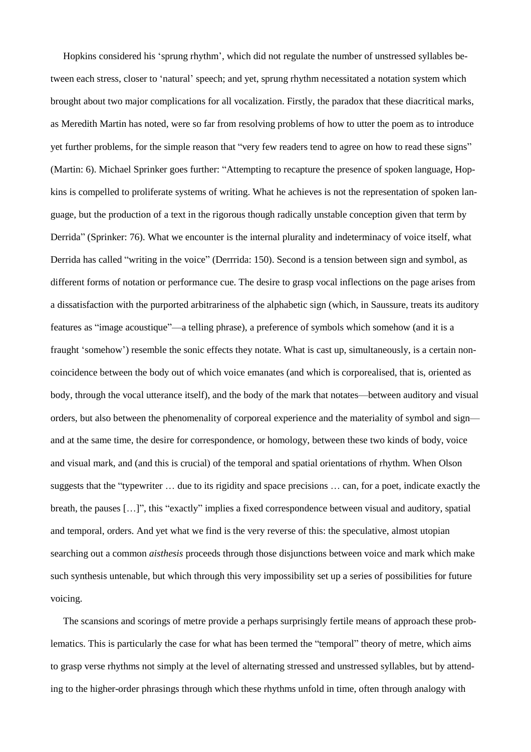Hopkins considered his 'sprung rhythm', which did not regulate the number of unstressed syllables between each stress, closer to 'natural' speech; and yet, sprung rhythm necessitated a notation system which brought about two major complications for all vocalization. Firstly, the paradox that these diacritical marks, as Meredith Martin has noted, were so far from resolving problems of how to utter the poem as to introduce yet further problems, for the simple reason that "very few readers tend to agree on how to read these signs" (Martin: 6). Michael Sprinker goes further: "Attempting to recapture the presence of spoken language, Hopkins is compelled to proliferate systems of writing. What he achieves is not the representation of spoken language, but the production of a text in the rigorous though radically unstable conception given that term by Derrida" (Sprinker: 76). What we encounter is the internal plurality and indeterminacy of voice itself, what Derrida has called "writing in the voice" (Derrrida: 150). Second is a tension between sign and symbol, as different forms of notation or performance cue. The desire to grasp vocal inflections on the page arises from a dissatisfaction with the purported arbitrariness of the alphabetic sign (which, in Saussure, treats its auditory features as "image acoustique"—a telling phrase), a preference of symbols which somehow (and it is a fraught 'somehow') resemble the sonic effects they notate. What is cast up, simultaneously, is a certain non-coincidence between the body out of which voice emanates (and which is corporealised, that is, oriented as body, through the vocal utterance itself), and the body of the mark that notates—between auditory and visual orders, but also between the phenomenality of corporeal experience and the materiality of symbol and sign—and at the same time, the desire for correspondence, or homology, between these two kinds of body, voice and visual mark, and (and this is crucial) of the temporal and spatial orientations of rhythm. When Olson suggests that the "typewriter … due to its rigidity and space precisions … can, for a poet, indicate exactly the breath, the pauses […]", this "exactly" implies a fixed correspondence between visual and auditory, spatial and temporal, orders. And yet what we find is the very reverse of this: the speculative, almost utopian searching out a common *aisthesis* proceeds through those disjunctions between voice and mark which make such synthesis untenable, but which through this very impossibility set up a series of possibilities for future voicing.

The scansions and scorings of metre provide a perhaps surprisingly fertile means of approach these problematics. This is particularly the case for what has been termed the "temporal" theory of metre, which aims to grasp verse rhythms not simply at the level of alternating stressed and unstressed syllables, but by attending to the higher-order phrasings through which these rhythms unfold in time, often through analogy with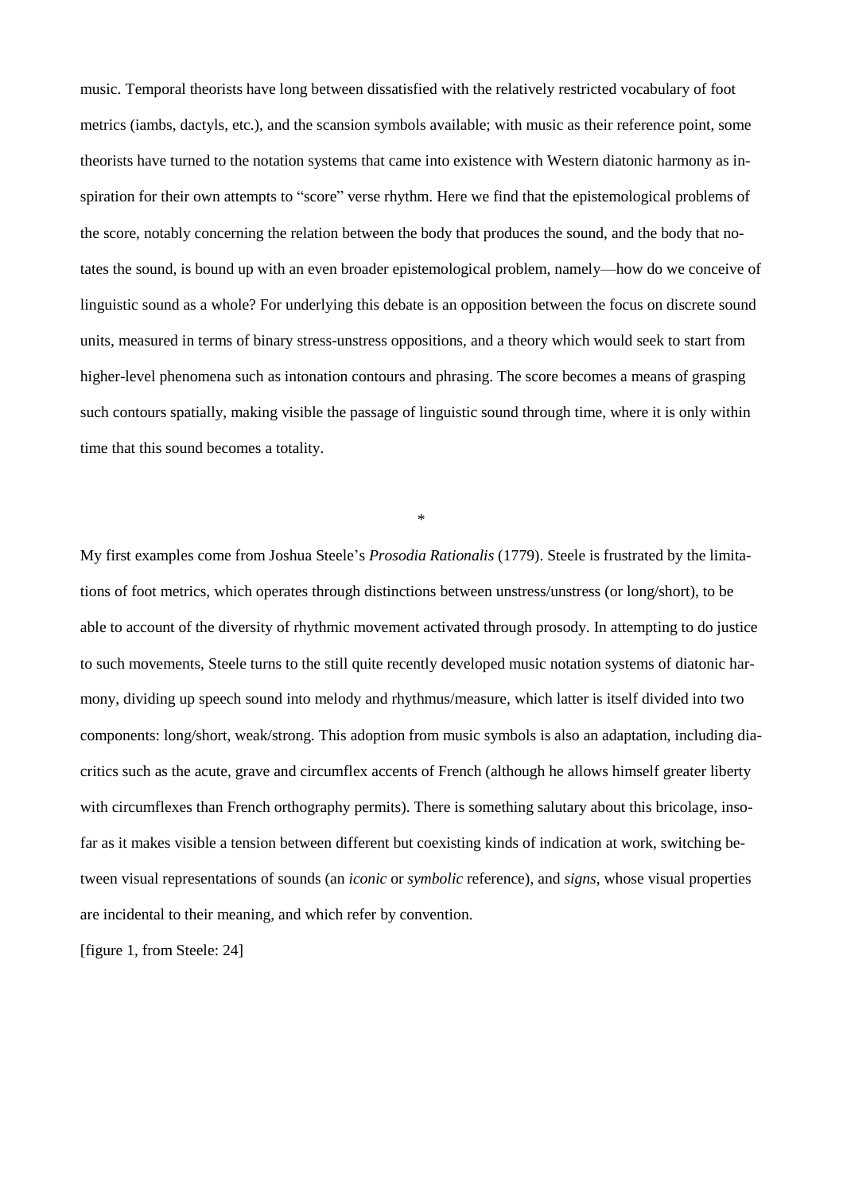music. Temporal theorists have long between dissatisfied with the relatively restricted vocabulary of foot metrics (iambs, dactyls, etc.), and the scansion symbols available; with music as their reference point, some theorists have turned to the notation systems that came into existence with Western diatonic harmony as inspiration for their own attempts to "score" verse rhythm. Here we find that the epistemological problems of the score, notably concerning the relation between the body that produces the sound, and the body that notates the sound, is bound up with an even broader epistemological problem, namely—how do we conceive of linguistic sound as a whole? For underlying this debate is an opposition between the focus on discrete sound units, measured in terms of binary stress-unstress oppositions, and a theory which would seek to start from higher-level phenomena such as intonation contours and phrasing. The score becomes a means of grasping such contours spatially, making visible the passage of linguistic sound through time, where it is only within time that this sound becomes a totality.

*

My first examples come from Joshua Steele's *Prosodia Rationalis* (1779). Steele is frustrated by the limitations of foot metrics, which operates through distinctions between unstress/unstress (or long/short), to be able to account of the diversity of rhythmic movement activated through prosody. In attempting to do justice to such movements, Steele turns to the still quite recently developed music notation systems of diatonic harmony, dividing up speech sound into melody and rhythmus/measure, which latter is itself divided into two components: long/short, weak/strong. This adoption from music symbols is also an adaptation, including diacritics such as the acute, grave and circumflex accents of French (although he allows himself greater liberty with circumflexes than French orthography permits). There is something salutary about this bricolage, insofar as it makes visible a tension between different but coexisting kinds of indication at work, switching between visual representations of sounds (an *iconic* or *symbolic* reference), and *signs*, whose visual properties are incidental to their meaning, and which refer by convention.

[figure 1, from Steele: 24]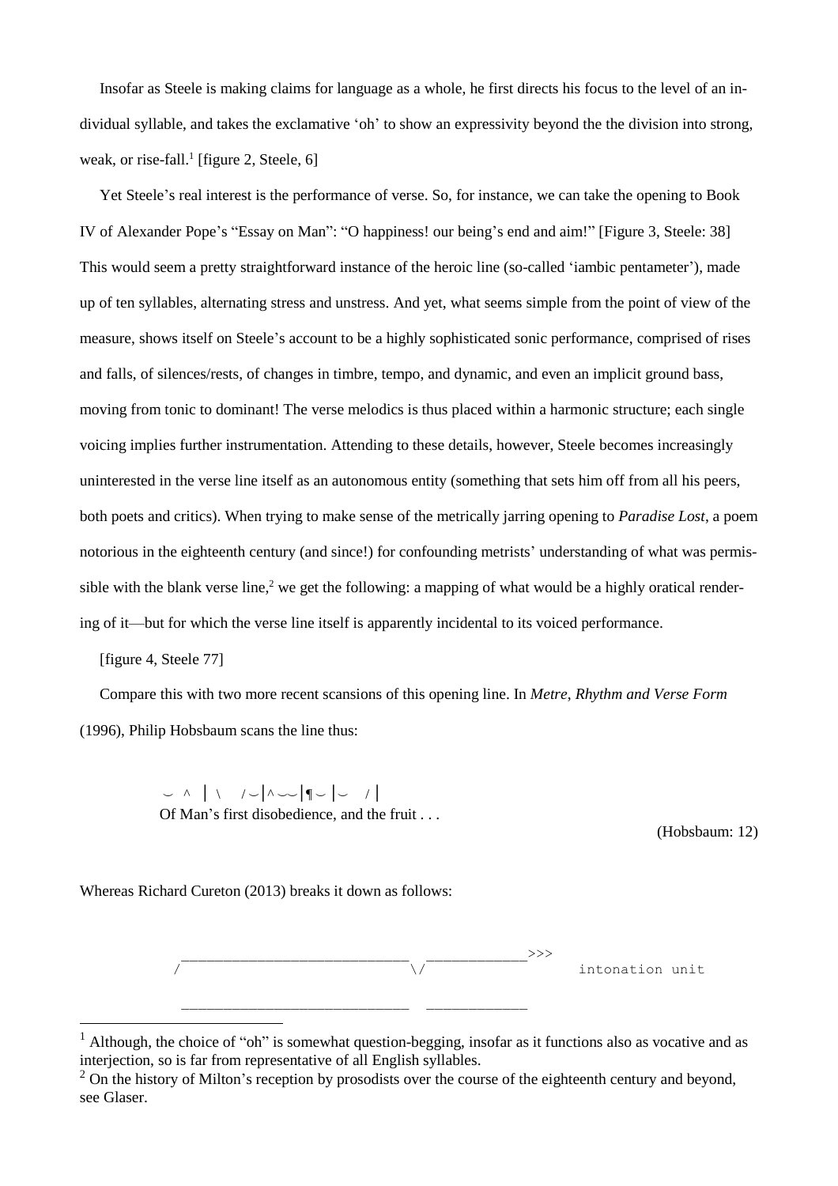Insofar as Steele is making claims for language as a whole, he first directs his focus to the level of an individual syllable, and takes the exclamative 'oh' to show an expressivity beyond the the division into strong, weak, or rise-fall.[1] [figure 2, Steele, 6]

Yet Steele's real interest is the performance of verse. So, for instance, we can take the opening to Book IV of Alexander Pope's "Essay on Man": "O happiness! our being's end and aim!" [Figure 3, Steele: 38] This would seem a pretty straightforward instance of the heroic line (so-called 'iambic pentameter'), made up of ten syllables, alternating stress and unstress. And yet, what seems simple from the point of view of the measure, shows itself on Steele's account to be a highly sophisticated sonic performance, comprised of rises and falls, of silences/rests, of changes in timbre, tempo, and dynamic, and even an implicit ground bass, moving from tonic to dominant! The verse melodics is thus placed within a harmonic structure; each single voicing implies further instrumentation. Attending to these details, however, Steele becomes increasingly uninterested in the verse line itself as an autonomous entity (something that sets him off from all his peers, both poets and critics). When trying to make sense of the metrically jarring opening to *Paradise Lost*, a poem notorious in the eighteenth century (and since!) for confounding metrists' understanding of what was permissible with the blank verse line,[2] we get the following: a mapping of what would be a highly oratical rendering of it—but for which the verse line itself is apparently incidental to its voiced performance.

[figure 4, Steele 77]

Compare this with two more recent scansions of this opening line. In *Metre, Rhythm and Verse Form* (1996), Philip Hobsbaum scans the line thus:

```
˘  ^  |  \   / ˘ | ^ ˘˘ | ¶ ˘ | ˘   / |
Of Man's first disobedience, and the fruit . . .
```

(Hobsbaum: 12)

Whereas Richard Cureton (2013) breaks it down as follows:

```
 ____________________________  ____________>>>
/                            \/                     intonation unit

 ____________________________  ____________
```

---

[1] Although, the choice of "oh" is somewhat question-begging, insofar as it functions also as vocative and as interjection, so is far from representative of all English syllables.

[2] On the history of Milton's reception by prosodists over the course of the eighteenth century and beyond, see Glaser.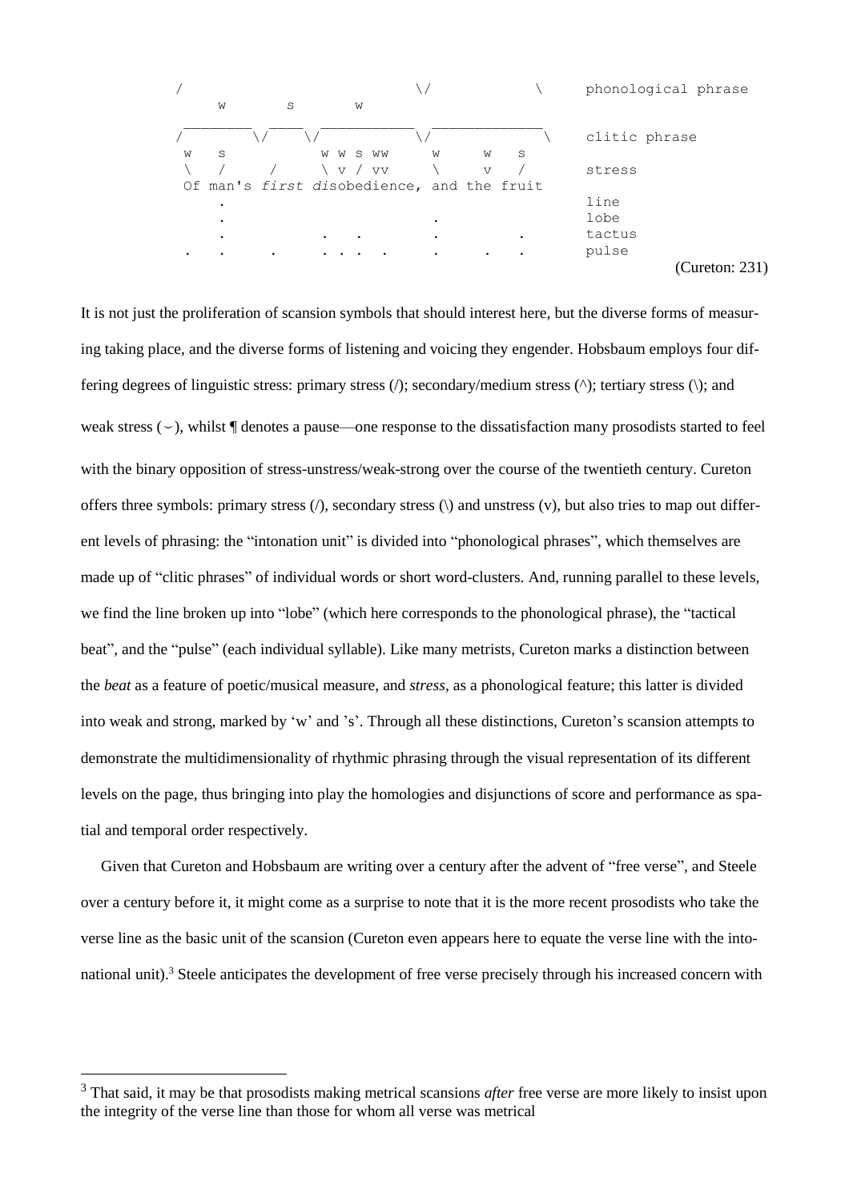```
/                          \/           \      phonological phrase
    w       s       w
 ________ ____ ___________ _____________
/        \/    \/           \/             \    clitic phrase
 w   s          w w s ww     w     w   s
 \   /     /    \ v / vv     \     v   /       stress
 Of man's first disobedience, and the fruit
    .                                            line
    .                        .                   lobe
    .          .   .         .         .         tactus
 .  .     .    . . .  .      .     .   .         pulse
```

(Cureton: 231)

It is not just the proliferation of scansion symbols that should interest here, but the diverse forms of measuring taking place, and the diverse forms of listening and voicing they engender. Hobsbaum employs four differing degrees of linguistic stress: primary stress (/); secondary/medium stress (^); tertiary stress (\); and weak stress (⏑), whilst ¶ denotes a pause—one response to the dissatisfaction many prosodists started to feel with the binary opposition of stress-unstress/weak-strong over the course of the twentieth century. Cureton offers three symbols: primary stress (/), secondary stress (\) and unstress (v), but also tries to map out different levels of phrasing: the "intonation unit" is divided into "phonological phrases", which themselves are made up of "clitic phrases" of individual words or short word-clusters. And, running parallel to these levels, we find the line broken up into "lobe" (which here corresponds to the phonological phrase), the "tactical beat", and the "pulse" (each individual syllable). Like many metrists, Cureton marks a distinction between the *beat* as a feature of poetic/musical measure, and *stress*, as a phonological feature; this latter is divided into weak and strong, marked by 'w' and 's'. Through all these distinctions, Cureton's scansion attempts to demonstrate the multidimensionality of rhythmic phrasing through the visual representation of its different levels on the page, thus bringing into play the homologies and disjunctions of score and performance as spatial and temporal order respectively.

Given that Cureton and Hobsbaum are writing over a century after the advent of "free verse", and Steele over a century before it, it might come as a surprise to note that it is the more recent prosodists who take the verse line as the basic unit of the scansion (Cureton even appears here to equate the verse line with the intonational unit).[3] Steele anticipates the development of free verse precisely through his increased concern with

[3] That said, it may be that prosodists making metrical scansions *after* free verse are more likely to insist upon the integrity of the verse line than those for whom all verse was metrical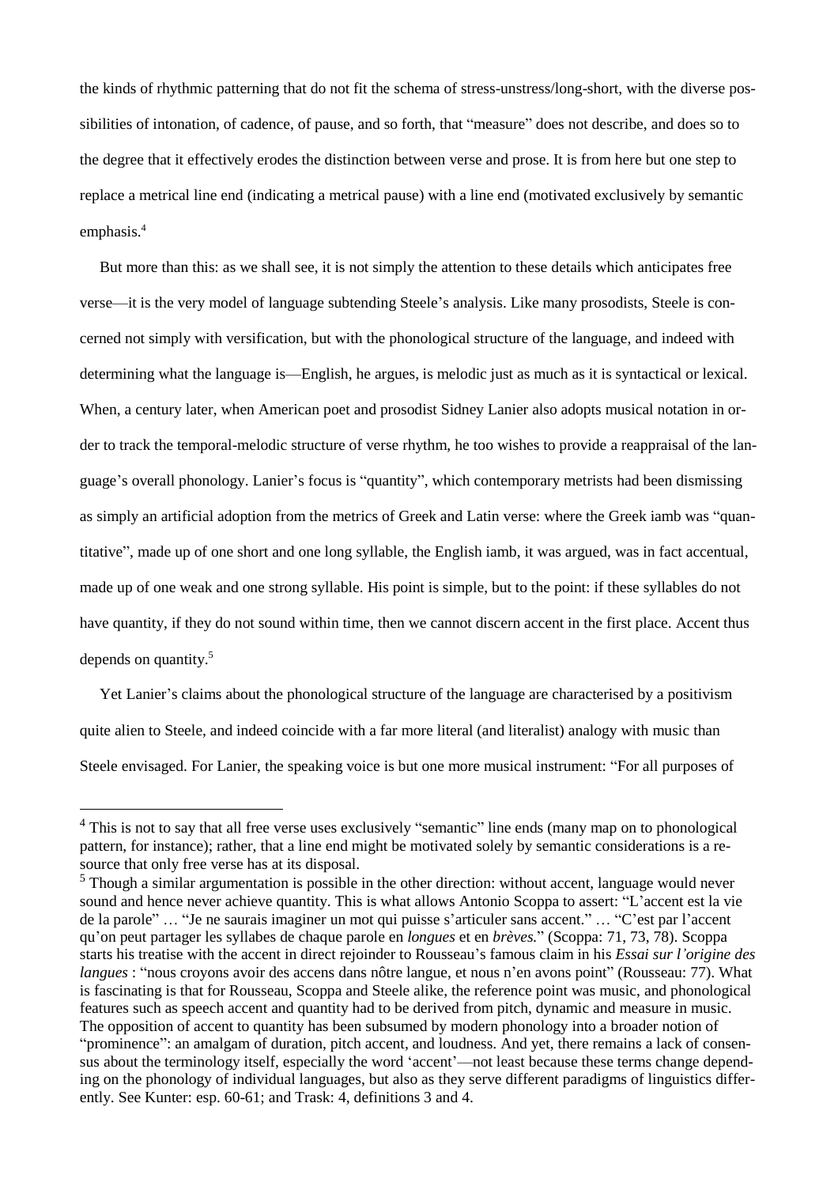the kinds of rhythmic patterning that do not fit the schema of stress-unstress/long-short, with the diverse possibilities of intonation, of cadence, of pause, and so forth, that "measure" does not describe, and does so to the degree that it effectively erodes the distinction between verse and prose. It is from here but one step to replace a metrical line end (indicating a metrical pause) with a line end (motivated exclusively by semantic emphasis.[4]

But more than this: as we shall see, it is not simply the attention to these details which anticipates free verse—it is the very model of language subtending Steele's analysis. Like many prosodists, Steele is concerned not simply with versification, but with the phonological structure of the language, and indeed with determining what the language is—English, he argues, is melodic just as much as it is syntactical or lexical. When, a century later, when American poet and prosodist Sidney Lanier also adopts musical notation in order to track the temporal-melodic structure of verse rhythm, he too wishes to provide a reappraisal of the language's overall phonology. Lanier's focus is "quantity", which contemporary metrists had been dismissing as simply an artificial adoption from the metrics of Greek and Latin verse: where the Greek iamb was "quantitative", made up of one short and one long syllable, the English iamb, it was argued, was in fact accentual, made up of one weak and one strong syllable. His point is simple, but to the point: if these syllables do not have quantity, if they do not sound within time, then we cannot discern accent in the first place. Accent thus depends on quantity.[5]

Yet Lanier's claims about the phonological structure of the language are characterised by a positivism quite alien to Steele, and indeed coincide with a far more literal (and literalist) analogy with music than Steele envisaged. For Lanier, the speaking voice is but one more musical instrument: "For all purposes of

---

[4] This is not to say that all free verse uses exclusively "semantic" line ends (many map on to phonological pattern, for instance); rather, that a line end might be motivated solely by semantic considerations is a resource that only free verse has at its disposal.

[5] Though a similar argumentation is possible in the other direction: without accent, language would never sound and hence never achieve quantity. This is what allows Antonio Scoppa to assert: "L'accent est la vie de la parole" … "Je ne saurais imaginer un mot qui puisse s'articuler sans accent." … "C'est par l'accent qu'on peut partager les syllabes de chaque parole en *longues* et en *brèves.*" (Scoppa: 71, 73, 78). Scoppa starts his treatise with the accent in direct rejoinder to Rousseau's famous claim in his *Essai sur l'origine des langues* : "nous croyons avoir des accens dans nôtre langue, et nous n'en avons point" (Rousseau: 77). What is fascinating is that for Rousseau, Scoppa and Steele alike, the reference point was music, and phonological features such as speech accent and quantity had to be derived from pitch, dynamic and measure in music. The opposition of accent to quantity has been subsumed by modern phonology into a broader notion of "prominence": an amalgam of duration, pitch accent, and loudness. And yet, there remains a lack of consensus about the terminology itself, especially the word 'accent'—not least because these terms change depending on the phonology of individual languages, but also as they serve different paradigms of linguistics differently. See Kunter: esp. 60-61; and Trask: 4, definitions 3 and 4.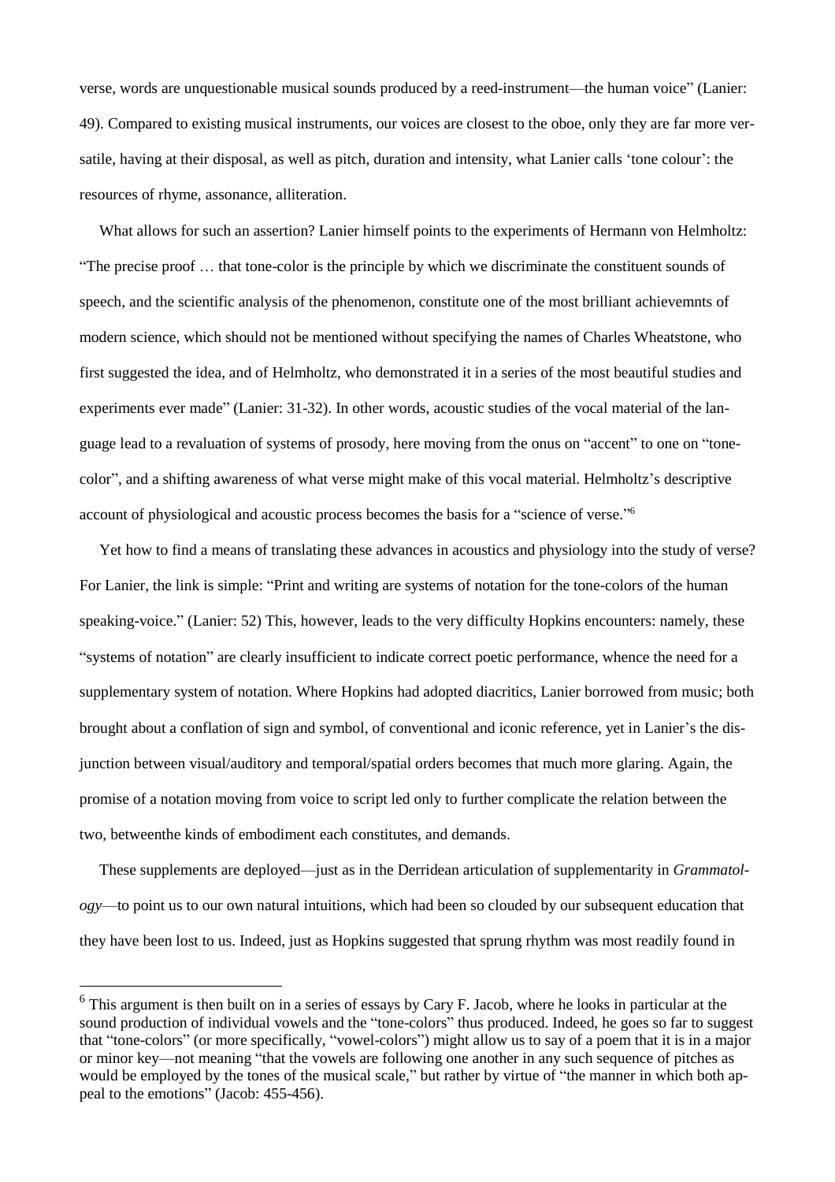verse, words are unquestionable musical sounds produced by a reed-instrument—the human voice" (Lanier: 49). Compared to existing musical instruments, our voices are closest to the oboe, only they are far more versatile, having at their disposal, as well as pitch, duration and intensity, what Lanier calls 'tone colour': the resources of rhyme, assonance, alliteration.

What allows for such an assertion? Lanier himself points to the experiments of Hermann von Helmholtz: "The precise proof … that tone-color is the principle by which we discriminate the constituent sounds of speech, and the scientific analysis of the phenomenon, constitute one of the most brilliant achievemnts of modern science, which should not be mentioned without specifying the names of Charles Wheatstone, who first suggested the idea, and of Helmholtz, who demonstrated it in a series of the most beautiful studies and experiments ever made" (Lanier: 31-32). In other words, acoustic studies of the vocal material of the language lead to a revaluation of systems of prosody, here moving from the onus on "accent" to one on "tone-color", and a shifting awareness of what verse might make of this vocal material. Helmholtz's descriptive account of physiological and acoustic process becomes the basis for a "science of verse."[6]

Yet how to find a means of translating these advances in acoustics and physiology into the study of verse? For Lanier, the link is simple: "Print and writing are systems of notation for the tone-colors of the human speaking-voice." (Lanier: 52) This, however, leads to the very difficulty Hopkins encounters: namely, these "systems of notation" are clearly insufficient to indicate correct poetic performance, whence the need for a supplementary system of notation. Where Hopkins had adopted diacritics, Lanier borrowed from music; both brought about a conflation of sign and symbol, of conventional and iconic reference, yet in Lanier's the disjunction between visual/auditory and temporal/spatial orders becomes that much more glaring. Again, the promise of a notation moving from voice to script led only to further complicate the relation between the two, betweenthe kinds of embodiment each constitutes, and demands.

These supplements are deployed—just as in the Derridean articulation of supplementarity in *Grammatology*—to point us to our own natural intuitions, which had been so clouded by our subsequent education that they have been lost to us. Indeed, just as Hopkins suggested that sprung rhythm was most readily found in

[6] This argument is then built on in a series of essays by Cary F. Jacob, where he looks in particular at the sound production of individual vowels and the "tone-colors" thus produced. Indeed, he goes so far to suggest that "tone-colors" (or more specifically, "vowel-colors") might allow us to say of a poem that it is in a major or minor key—not meaning "that the vowels are following one another in any such sequence of pitches as would be employed by the tones of the musical scale," but rather by virtue of "the manner in which both appeal to the emotions" (Jacob: 455-456).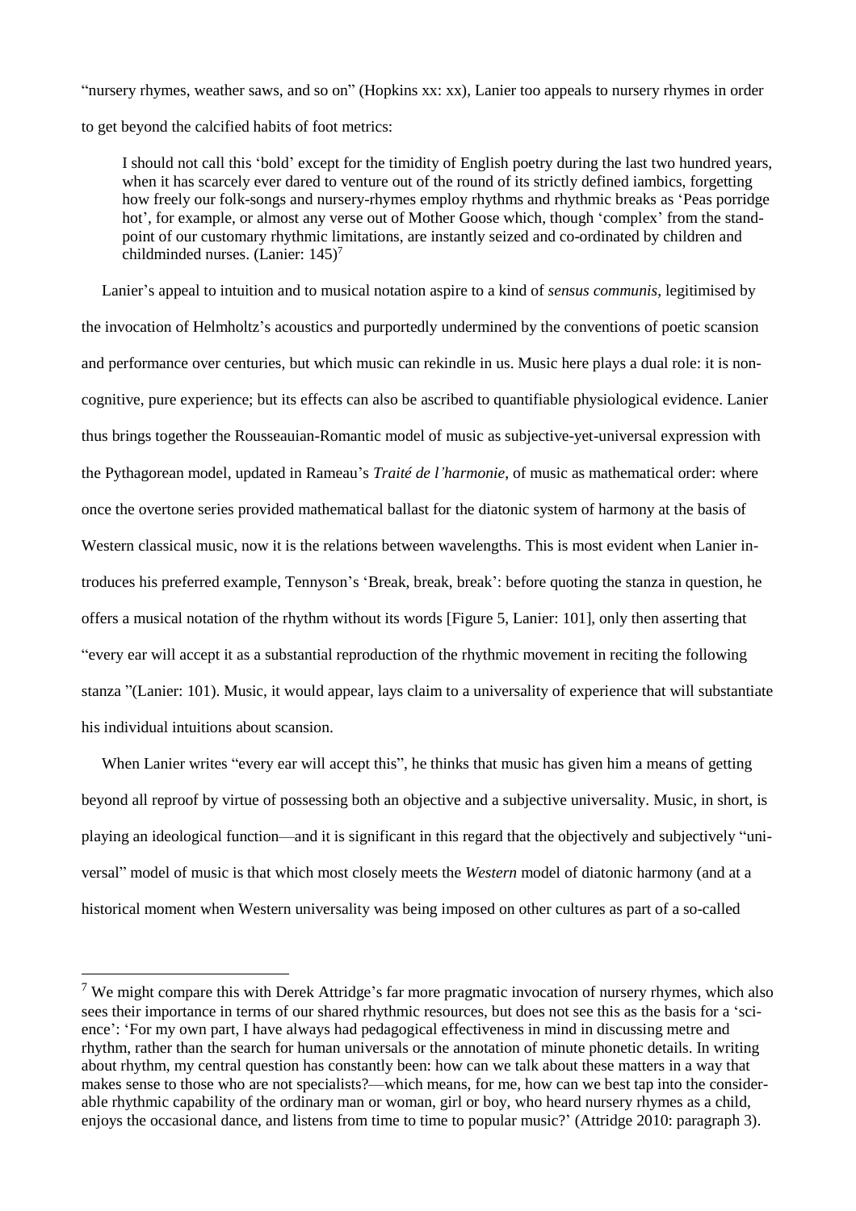"nursery rhymes, weather saws, and so on" (Hopkins xx: xx), Lanier too appeals to nursery rhymes in order to get beyond the calcified habits of foot metrics:

> I should not call this 'bold' except for the timidity of English poetry during the last two hundred years, when it has scarcely ever dared to venture out of the round of its strictly defined iambics, forgetting how freely our folk-songs and nursery-rhymes employ rhythms and rhythmic breaks as 'Peas porridge hot', for example, or almost any verse out of Mother Goose which, though 'complex' from the standpoint of our customary rhythmic limitations, are instantly seized and co-ordinated by children and childminded nurses. (Lanier: 145)[7]

Lanier's appeal to intuition and to musical notation aspire to a kind of *sensus communis*, legitimised by the invocation of Helmholtz's acoustics and purportedly undermined by the conventions of poetic scansion and performance over centuries, but which music can rekindle in us. Music here plays a dual role: it is non-cognitive, pure experience; but its effects can also be ascribed to quantifiable physiological evidence. Lanier thus brings together the Rousseauian-Romantic model of music as subjective-yet-universal expression with the Pythagorean model, updated in Rameau's *Traité de l'harmonie*, of music as mathematical order: where once the overtone series provided mathematical ballast for the diatonic system of harmony at the basis of Western classical music, now it is the relations between wavelengths. This is most evident when Lanier introduces his preferred example, Tennyson's 'Break, break, break': before quoting the stanza in question, he offers a musical notation of the rhythm without its words [Figure 5, Lanier: 101], only then asserting that "every ear will accept it as a substantial reproduction of the rhythmic movement in reciting the following stanza "(Lanier: 101). Music, it would appear, lays claim to a universality of experience that will substantiate his individual intuitions about scansion.

When Lanier writes "every ear will accept this", he thinks that music has given him a means of getting beyond all reproof by virtue of possessing both an objective and a subjective universality. Music, in short, is playing an ideological function—and it is significant in this regard that the objectively and subjectively "universal" model of music is that which most closely meets the *Western* model of diatonic harmony (and at a historical moment when Western universality was being imposed on other cultures as part of a so-called

---

[7] We might compare this with Derek Attridge's far more pragmatic invocation of nursery rhymes, which also sees their importance in terms of our shared rhythmic resources, but does not see this as the basis for a 'science': 'For my own part, I have always had pedagogical effectiveness in mind in discussing metre and rhythm, rather than the search for human universals or the annotation of minute phonetic details. In writing about rhythm, my central question has constantly been: how can we talk about these matters in a way that makes sense to those who are not specialists?—which means, for me, how can we best tap into the considerable rhythmic capability of the ordinary man or woman, girl or boy, who heard nursery rhymes as a child, enjoys the occasional dance, and listens from time to time to popular music?' (Attridge 2010: paragraph 3).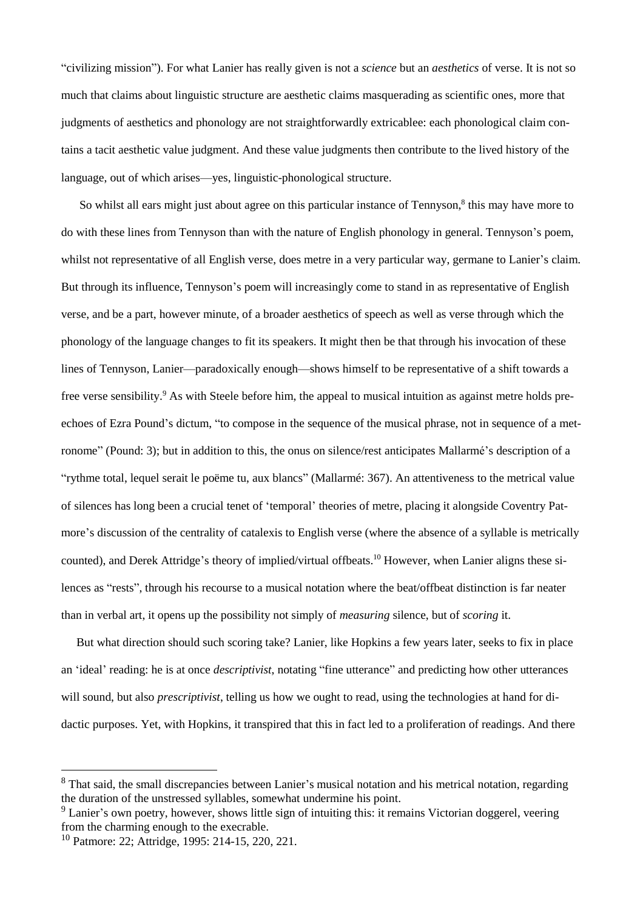"civilizing mission"). For what Lanier has really given is not a *science* but an *aesthetics* of verse. It is not so much that claims about linguistic structure are aesthetic claims masquerading as scientific ones, more that judgments of aesthetics and phonology are not straightforwardly extricablee: each phonological claim contains a tacit aesthetic value judgment. And these value judgments then contribute to the lived history of the language, out of which arises—yes, linguistic-phonological structure.

So whilst all ears might just about agree on this particular instance of Tennyson,[8] this may have more to do with these lines from Tennyson than with the nature of English phonology in general. Tennyson's poem, whilst not representative of all English verse, does metre in a very particular way, germane to Lanier's claim. But through its influence, Tennyson's poem will increasingly come to stand in as representative of English verse, and be a part, however minute, of a broader aesthetics of speech as well as verse through which the phonology of the language changes to fit its speakers. It might then be that through his invocation of these lines of Tennyson, Lanier—paradoxically enough—shows himself to be representative of a shift towards a free verse sensibility.[9] As with Steele before him, the appeal to musical intuition as against metre holds pre-echoes of Ezra Pound's dictum, "to compose in the sequence of the musical phrase, not in sequence of a metronome" (Pound: 3); but in addition to this, the onus on silence/rest anticipates Mallarmé's description of a "rythme total, lequel serait le poëme tu, aux blancs" (Mallarmé: 367). An attentiveness to the metrical value of silences has long been a crucial tenet of 'temporal' theories of metre, placing it alongside Coventry Patmore's discussion of the centrality of catalexis to English verse (where the absence of a syllable is metrically counted), and Derek Attridge's theory of implied/virtual offbeats.[10] However, when Lanier aligns these silences as "rests", through his recourse to a musical notation where the beat/offbeat distinction is far neater than in verbal art, it opens up the possibility not simply of *measuring* silence, but of *scoring* it.

But what direction should such scoring take? Lanier, like Hopkins a few years later, seeks to fix in place an 'ideal' reading: he is at once *descriptivist*, notating "fine utterance" and predicting how other utterances will sound, but also *prescriptivist*, telling us how we ought to read, using the technologies at hand for didactic purposes. Yet, with Hopkins, it transpired that this in fact led to a proliferation of readings. And there

---

[8] That said, the small discrepancies between Lanier's musical notation and his metrical notation, regarding the duration of the unstressed syllables, somewhat undermine his point.

[9] Lanier's own poetry, however, shows little sign of intuiting this: it remains Victorian doggerel, veering from the charming enough to the execrable.

[10] Patmore: 22; Attridge, 1995: 214-15, 220, 221.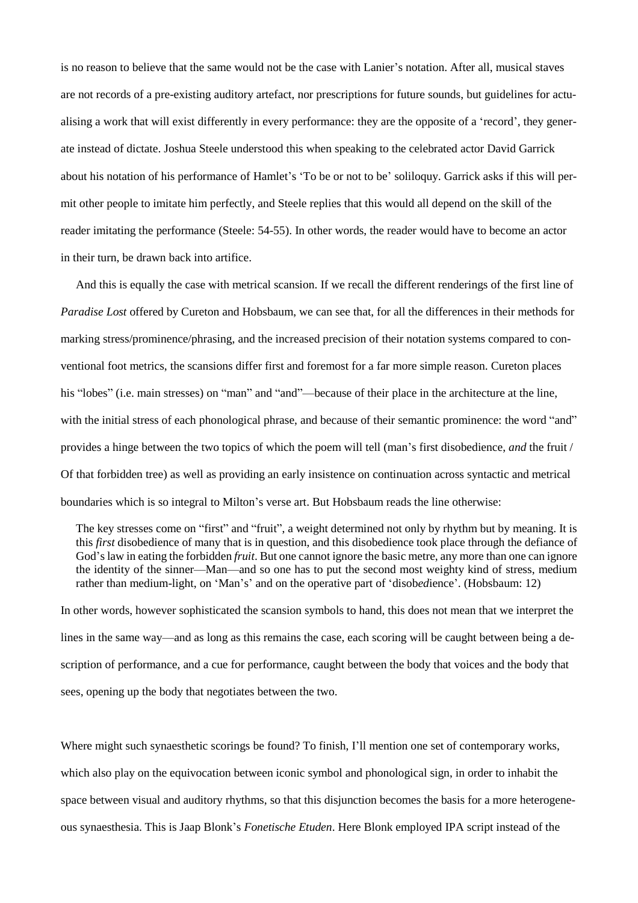is no reason to believe that the same would not be the case with Lanier's notation. After all, musical staves are not records of a pre-existing auditory artefact, nor prescriptions for future sounds, but guidelines for actualising a work that will exist differently in every performance: they are the opposite of a 'record', they generate instead of dictate. Joshua Steele understood this when speaking to the celebrated actor David Garrick about his notation of his performance of Hamlet's 'To be or not to be' soliloquy. Garrick asks if this will permit other people to imitate him perfectly, and Steele replies that this would all depend on the skill of the reader imitating the performance (Steele: 54-55). In other words, the reader would have to become an actor in their turn, be drawn back into artifice.

And this is equally the case with metrical scansion. If we recall the different renderings of the first line of *Paradise Lost* offered by Cureton and Hobsbaum, we can see that, for all the differences in their methods for marking stress/prominence/phrasing, and the increased precision of their notation systems compared to conventional foot metrics, the scansions differ first and foremost for a far more simple reason. Cureton places his "lobes" (i.e. main stresses) on "man" and "and"—because of their place in the architecture at the line, with the initial stress of each phonological phrase, and because of their semantic prominence: the word "and" provides a hinge between the two topics of which the poem will tell (man's first disobedience, *and* the fruit / Of that forbidden tree) as well as providing an early insistence on continuation across syntactic and metrical boundaries which is so integral to Milton's verse art. But Hobsbaum reads the line otherwise:

> The key stresses come on "first" and "fruit", a weight determined not only by rhythm but by meaning. It is this *first* disobedience of many that is in question, and this disobedience took place through the defiance of God's law in eating the forbidden *fruit*. But one cannot ignore the basic metre, any more than one can ignore the identity of the sinner—Man—and so one has to put the second most weighty kind of stress, medium rather than medium-light, on 'Man's' and on the operative part of 'disob*ed*ience'. (Hobsbaum: 12)

In other words, however sophisticated the scansion symbols to hand, this does not mean that we interpret the lines in the same way—and as long as this remains the case, each scoring will be caught between being a description of performance, and a cue for performance, caught between the body that voices and the body that sees, opening up the body that negotiates between the two.

Where might such synaesthetic scorings be found? To finish, I'll mention one set of contemporary works, which also play on the equivocation between iconic symbol and phonological sign, in order to inhabit the space between visual and auditory rhythms, so that this disjunction becomes the basis for a more heterogeneous synaesthesia. This is Jaap Blonk's *Fonetische Etuden*. Here Blonk employed IPA script instead of the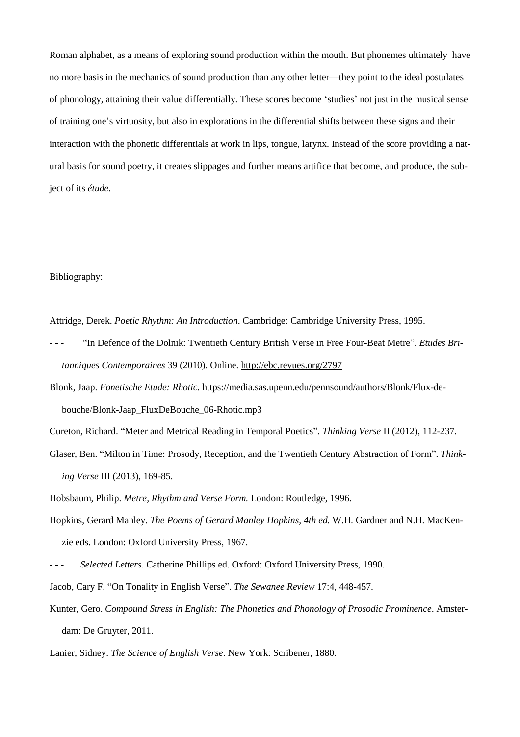Roman alphabet, as a means of exploring sound production within the mouth. But phonemes ultimately have no more basis in the mechanics of sound production than any other letter—they point to the ideal postulates of phonology, attaining their value differentially. These scores become 'studies' not just in the musical sense of training one's virtuosity, but also in explorations in the differential shifts between these signs and their interaction with the phonetic differentials at work in lips, tongue, larynx. Instead of the score providing a natural basis for sound poetry, it creates slippages and further means artifice that become, and produce, the subject of its *étude*.

Bibliography:

Attridge, Derek. *Poetic Rhythm: An Introduction*. Cambridge: Cambridge University Press, 1995.

- - - "In Defence of the Dolnik: Twentieth Century British Verse in Free Four-Beat Metre". *Etudes Britanniques Contemporaines* 39 (2010). Online. http://ebc.revues.org/2797

Blonk, Jaap. *Fonetische Etude: Rhotic*. https://media.sas.upenn.edu/pennsound/authors/Blonk/Flux-de-bouche/Blonk-Jaap_FluxDeBouche_06-Rhotic.mp3

Cureton, Richard. "Meter and Metrical Reading in Temporal Poetics". *Thinking Verse* II (2012), 112-237.

Glaser, Ben. "Milton in Time: Prosody, Reception, and the Twentieth Century Abstraction of Form". *Thinking Verse* III (2013), 169-85.

Hobsbaum, Philip. *Metre, Rhythm and Verse Form.* London: Routledge, 1996.

Hopkins, Gerard Manley. *The Poems of Gerard Manley Hopkins, 4th ed.* W.H. Gardner and N.H. MacKenzie eds. London: Oxford University Press, 1967.

- - - *Selected Letters*. Catherine Phillips ed. Oxford: Oxford University Press, 1990.

Jacob, Cary F. "On Tonality in English Verse". *The Sewanee Review* 17:4, 448-457.

Kunter, Gero. *Compound Stress in English: The Phonetics and Phonology of Prosodic Prominence*. Amsterdam: De Gruyter, 2011.

Lanier, Sidney. *The Science of English Verse*. New York: Scribener, 1880.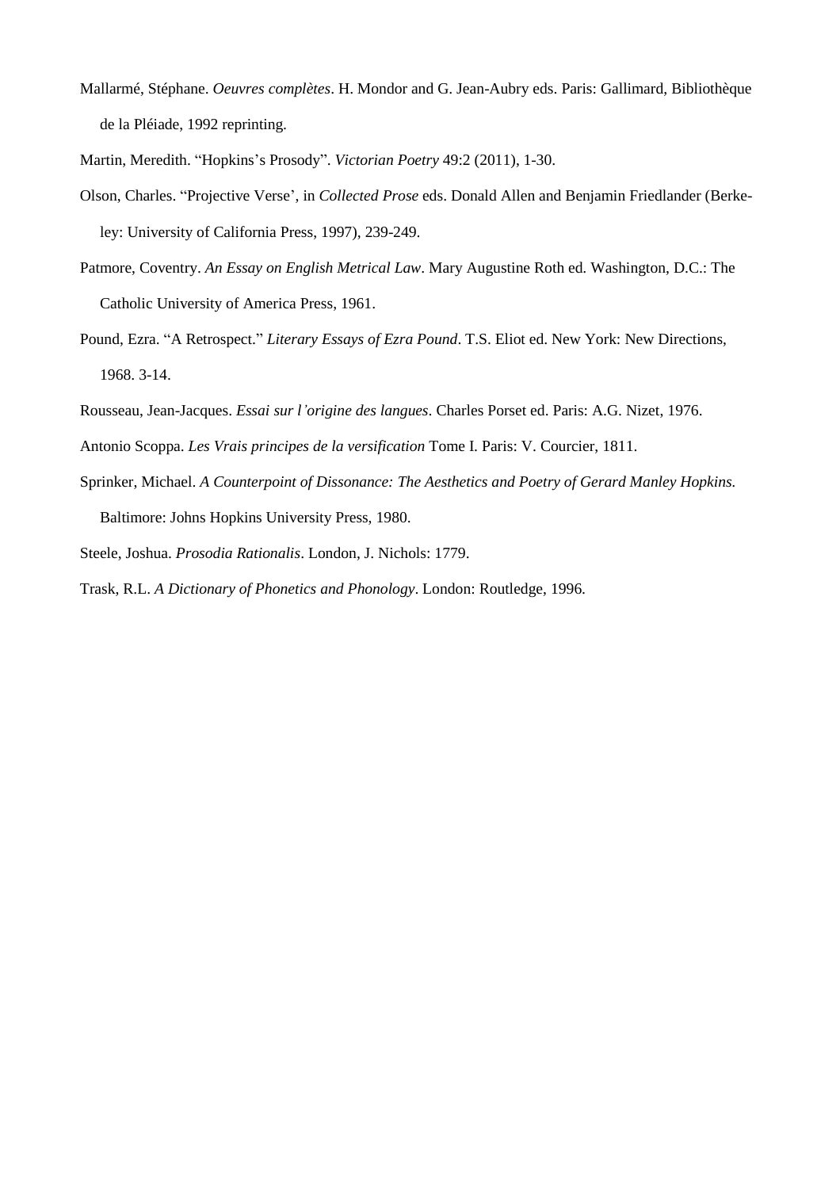Mallarmé, Stéphane. *Oeuvres complètes*. H. Mondor and G. Jean-Aubry eds. Paris: Gallimard, Bibliothèque de la Pléiade, 1992 reprinting.

Martin, Meredith. "Hopkins's Prosody". *Victorian Poetry* 49:2 (2011), 1-30.

Olson, Charles. "Projective Verse', in *Collected Prose* eds. Donald Allen and Benjamin Friedlander (Berkeley: University of California Press, 1997), 239-249.

Patmore, Coventry. *An Essay on English Metrical Law*. Mary Augustine Roth ed. Washington, D.C.: The Catholic University of America Press, 1961.

Pound, Ezra. "A Retrospect." *Literary Essays of Ezra Pound*. T.S. Eliot ed. New York: New Directions, 1968. 3-14.

Rousseau, Jean-Jacques. *Essai sur l'origine des langues*. Charles Porset ed. Paris: A.G. Nizet, 1976.

Antonio Scoppa. *Les Vrais principes de la versification* Tome I. Paris: V. Courcier, 1811.

Sprinker, Michael. *A Counterpoint of Dissonance: The Aesthetics and Poetry of Gerard Manley Hopkins*. Baltimore: Johns Hopkins University Press, 1980.

Steele, Joshua. *Prosodia Rationalis*. London, J. Nichols: 1779.

Trask, R.L. *A Dictionary of Phonetics and Phonology*. London: Routledge, 1996.